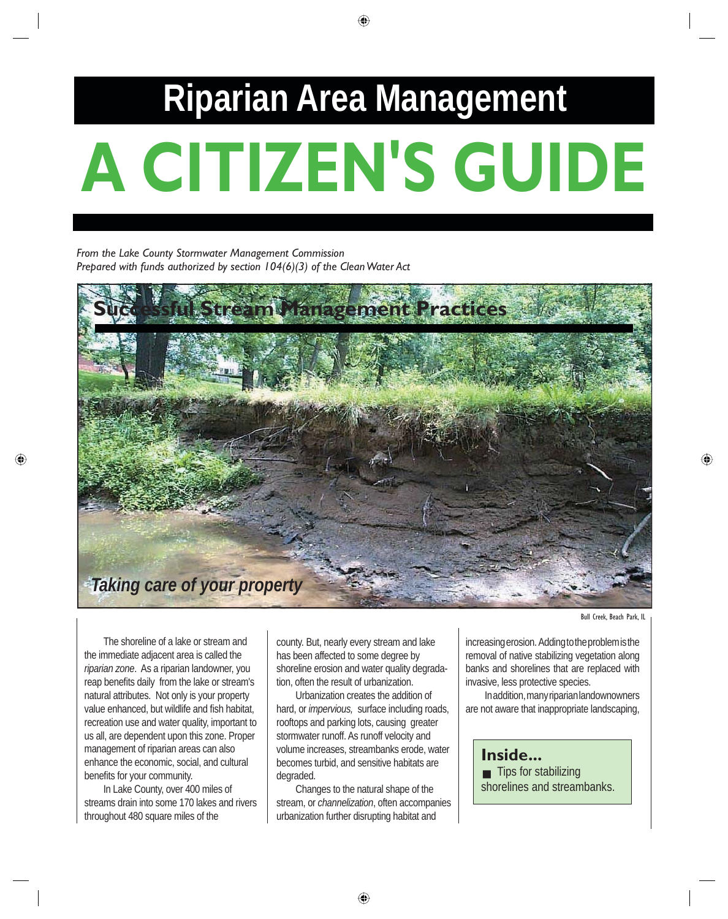# Riparian Area Management

# A CITIZEN'S GUIDE

*From the Lake County Stormwater Management Commission*
*Prepared with funds authorized by section 104(6)(3) of the Clean Water Act*

## Successful Stream Management Practices

***Taking care of your property***

Bull Creek, Beach Park, IL

The shoreline of a lake or stream and the immediate adjacent area is called the *riparian zone*. As a riparian landowner, you reap benefits daily from the lake or stream's natural attributes. Not only is your property value enhanced, but wildlife and fish habitat, recreation use and water quality, important to us all, are dependent upon this zone. Proper management of riparian areas can also enhance the economic, social, and cultural benefits for your community.

In Lake County, over 400 miles of streams drain into some 170 lakes and rivers throughout 480 square miles of the county. But, nearly every stream and lake has been affected to some degree by shoreline erosion and water quality degradation, often the result of urbanization.

Urbanization creates the addition of hard, or *impervious,* surface including roads, rooftops and parking lots, causing greater stormwater runoff. As runoff velocity and volume increases, streambanks erode, water becomes turbid, and sensitive habitats are degraded.

Changes to the natural shape of the stream, or *channelization*, often accompanies urbanization further disrupting habitat and increasing erosion. Adding to the problem is the removal of native stabilizing vegetation along banks and shorelines that are replaced with invasive, less protective species.

In addition, many riparian landownowners are not aware that inappropriate landscaping,

**Inside...**

- Tips for stabilizing shorelines and streambanks.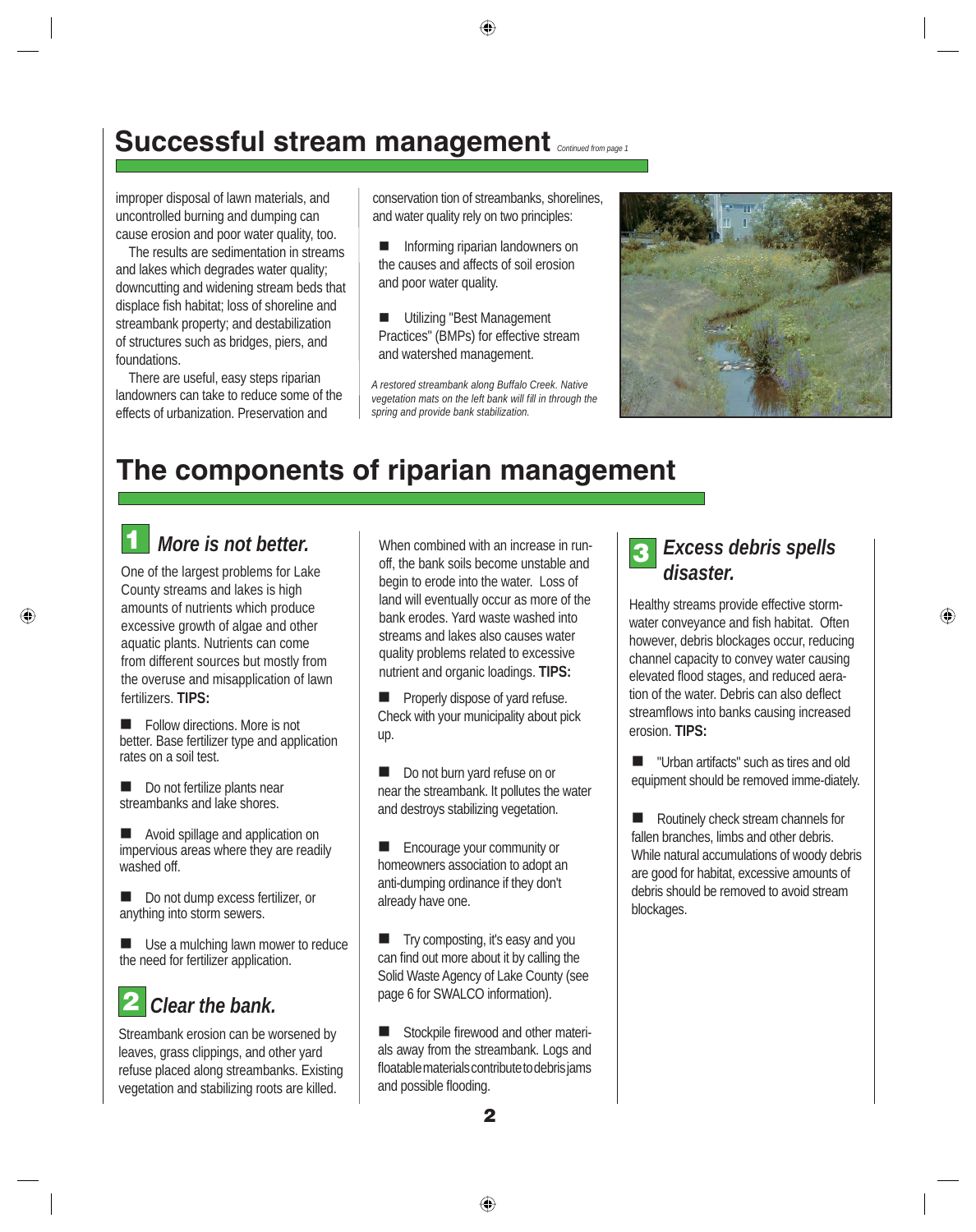## Successful stream management *Continued from page 1*

improper disposal of lawn materials, and uncontrolled burning and dumping can cause erosion and poor water quality, too.

The results are sedimentation in streams and lakes which degrades water quality; downcutting and widening stream beds that displace fish habitat; loss of shoreline and streambank property; and destabilization of structures such as bridges, piers, and foundations.

There are useful, easy steps riparian landowners can take to reduce some of the effects of urbanization. Preservation and conservation tion of streambanks, shorelines, and water quality rely on two principles:

- Informing riparian landowners on the causes and affects of soil erosion and poor water quality.
- Utilizing "Best Management Practices" (BMPs) for effective stream and watershed management.

*A restored streambank along Buffalo Creek. Native vegetation mats on the left bank will fill in through the spring and provide bank stabilization.*

## The components of riparian management

### 1 More is not better.

One of the largest problems for Lake County streams and lakes is high amounts of nutrients which produce excessive growth of algae and other aquatic plants. Nutrients can come from different sources but mostly from the overuse and misapplication of lawn fertilizers. **TIPS:**

- Follow directions. More is not better. Base fertilizer type and application rates on a soil test.
- Do not fertilize plants near streambanks and lake shores.
- Avoid spillage and application on impervious areas where they are readily washed off.
- Do not dump excess fertilizer, or anything into storm sewers.
- Use a mulching lawn mower to reduce the need for fertilizer application.

### 2 Clear the bank.

Streambank erosion can be worsened by leaves, grass clippings, and other yard refuse placed along streambanks. Existing vegetation and stabilizing roots are killed. When combined with an increase in run-off, the bank soils become unstable and begin to erode into the water. Loss of land will eventually occur as more of the bank erodes. Yard waste washed into streams and lakes also causes water quality problems related to excessive nutrient and organic loadings. **TIPS:**

- Properly dispose of yard refuse. Check with your municipality about pick up.
- Do not burn yard refuse on or near the streambank. It pollutes the water and destroys stabilizing vegetation.
- Encourage your community or homeowners association to adopt an anti-dumping ordinance if they don't already have one.
- Try composting, it's easy and you can find out more about it by calling the Solid Waste Agency of Lake County (see page 6 for SWALCO information).
- Stockpile firewood and other materials away from the streambank. Logs and floatable materials contribute to debris jams and possible flooding.

### 3 Excess debris spells disaster.

Healthy streams provide effective storm-water conveyance and fish habitat. Often however, debris blockages occur, reducing channel capacity to convey water causing elevated flood stages, and reduced aeration of the water. Debris can also deflect streamflows into banks causing increased erosion. **TIPS:**

- "Urban artifacts" such as tires and old equipment should be removed imme-diately.
- Routinely check stream channels for fallen branches, limbs and other debris. While natural accumulations of woody debris are good for habitat, excessive amounts of debris should be removed to avoid stream blockages.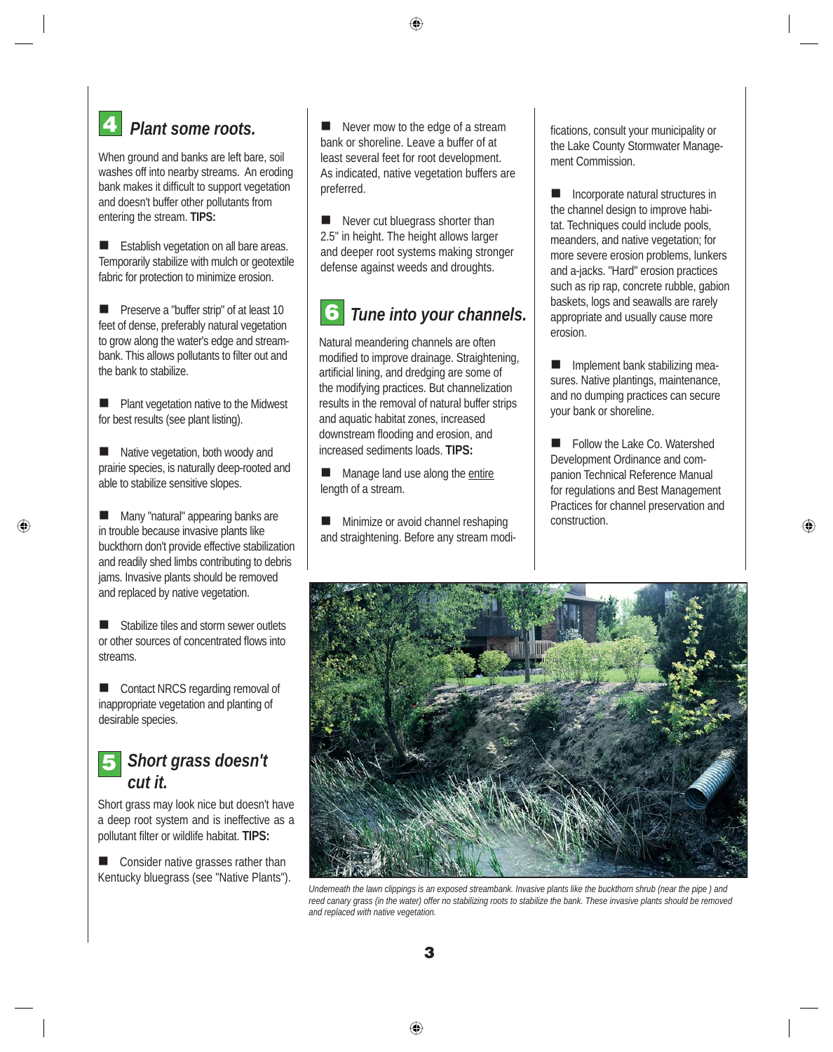## 4 *Plant some roots.*

When ground and banks are left bare, soil washes off into nearby streams. An eroding bank makes it difficult to support vegetation and doesn't buffer other pollutants from entering the stream. **TIPS:**

- Establish vegetation on all bare areas. Temporarily stabilize with mulch or geotextile fabric for protection to minimize erosion.
- Preserve a "buffer strip" of at least 10 feet of dense, preferably natural vegetation to grow along the water's edge and streambank. This allows pollutants to filter out and the bank to stabilize.
- Plant vegetation native to the Midwest for best results (see plant listing).
- Native vegetation, both woody and prairie species, is naturally deep-rooted and able to stabilize sensitive slopes.
- Many "natural" appearing banks are in trouble because invasive plants like buckthorn don't provide effective stabilization and readily shed limbs contributing to debris jams. Invasive plants should be removed and replaced by native vegetation.
- Stabilize tiles and storm sewer outlets or other sources of concentrated flows into streams.
- Contact NRCS regarding removal of inappropriate vegetation and planting of desirable species.

## 5 *Short grass doesn't cut it.*

Short grass may look nice but doesn't have a deep root system and is ineffective as a pollutant filter or wildlife habitat. **TIPS:**

- Consider native grasses rather than Kentucky bluegrass (see "Native Plants").
- Never mow to the edge of a stream bank or shoreline. Leave a buffer of at least several feet for root development. As indicated, native vegetation buffers are preferred.
- Never cut bluegrass shorter than 2.5" in height. The height allows larger and deeper root systems making stronger defense against weeds and droughts.

## 6 *Tune into your channels.*

Natural meandering channels are often modified to improve drainage. Straightening, artificial lining, and dredging are some of the modifying practices. But channelization results in the removal of natural buffer strips and aquatic habitat zones, increased downstream flooding and erosion, and increased sediments loads. **TIPS:**

- Manage land use along the entire length of a stream.
- Minimize or avoid channel reshaping and straightening. Before any stream modifications, consult your municipality or the Lake County Stormwater Management Commission.
- Incorporate natural structures in the channel design to improve habitat. Techniques could include pools, meanders, and native vegetation; for more severe erosion problems, lunkers and a-jacks. "Hard" erosion practices such as rip rap, concrete rubble, gabion baskets, logs and seawalls are rarely appropriate and usually cause more erosion.
- Implement bank stabilizing measures. Native plantings, maintenance, and no dumping practices can secure your bank or shoreline.
- Follow the Lake Co. Watershed Development Ordinance and companion Technical Reference Manual for regulations and Best Management Practices for channel preservation and construction.

*Underneath the lawn clippings is an exposed streambank. Invasive plants like the buckthorn shrub (near the pipe ) and reed canary grass (in the water) offer no stabilizing roots to stabilize the bank. These invasive plants should be removed and replaced with native vegetation.*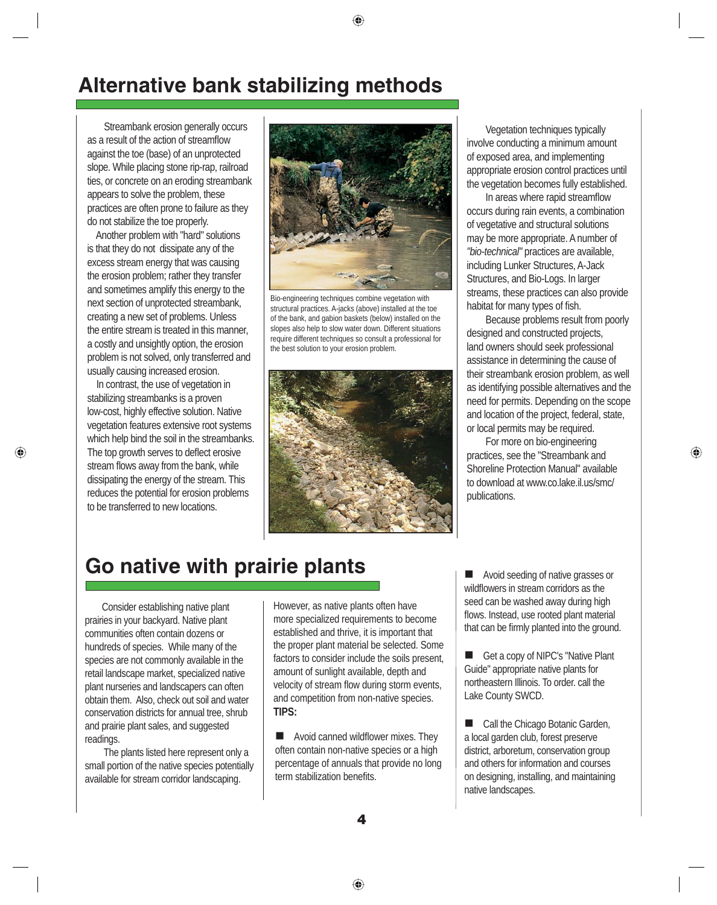# Alternative bank stabilizing methods

Streambank erosion generally occurs as a result of the action of streamflow against the toe (base) of an unprotected slope. While placing stone rip-rap, railroad ties, or concrete on an eroding streambank appears to solve the problem, these practices are often prone to failure as they do not stabilize the toe properly.

Another problem with "hard" solutions is that they do not dissipate any of the excess stream energy that was causing the erosion problem; rather they transfer and sometimes amplify this energy to the next section of unprotected streambank, creating a new set of problems. Unless the entire stream is treated in this manner, a costly and unsightly option, the erosion problem is not solved, only transferred and usually causing increased erosion.

In contrast, the use of vegetation in stabilizing streambanks is a proven low-cost, highly effective solution. Native vegetation features extensive root systems which help bind the soil in the streambanks. The top growth serves to deflect erosive stream flows away from the bank, while dissipating the energy of the stream. This reduces the potential for erosion problems to be transferred to new locations.

Bio-engineering techniques combine vegetation with structural practices. A-jacks (above) installed at the toe of the bank, and gabion baskets (below) installed on the slopes also help to slow water down. Different situations require different techniques so consult a professional for the best solution to your erosion problem.

Vegetation techniques typically involve conducting a minimum amount of exposed area, and implementing appropriate erosion control practices until the vegetation becomes fully established.

In areas where rapid streamflow occurs during rain events, a combination of vegetative and structural solutions may be more appropriate. A number of *"bio-technical"* practices are available, including Lunker Structures, A-Jack Structures, and Bio-Logs. In larger streams, these practices can also provide habitat for many types of fish.

Because problems result from poorly designed and constructed projects, land owners should seek professional assistance in determining the cause of their streambank erosion problem, as well as identifying possible alternatives and the need for permits. Depending on the scope and location of the project, federal, state, or local permits may be required.

For more on bio-engineering practices, see the "Streambank and Shoreline Protection Manual" available to download at www.co.lake.il.us/smc/publications.

# Go native with prairie plants

Consider establishing native plant prairies in your backyard. Native plant communities often contain dozens or hundreds of species. While many of the species are not commonly available in the retail landscape market, specialized native plant nurseries and landscapers can often obtain them. Also, check out soil and water conservation districts for annual tree, shrub and prairie plant sales, and suggested readings.

The plants listed here represent only a small portion of the native species potentially available for stream corridor landscaping.

However, as native plants often have more specialized requirements to become established and thrive, it is important that the proper plant material be selected. Some factors to consider include the soils present, amount of sunlight available, depth and velocity of stream flow during storm events, and competition from non-native species.

**TIPS:**

- Avoid canned wildflower mixes. They often contain non-native species or a high percentage of annuals that provide no long term stabilization benefits.
- Avoid seeding of native grasses or wildflowers in stream corridors as the seed can be washed away during high flows. Instead, use rooted plant material that can be firmly planted into the ground.
- Get a copy of NIPC's "Native Plant Guide" appropriate native plants for northeastern Illinois. To order. call the Lake County SWCD.
- Call the Chicago Botanic Garden, a local garden club, forest preserve district, arboretum, conservation group and others for information and courses on designing, installing, and maintaining native landscapes.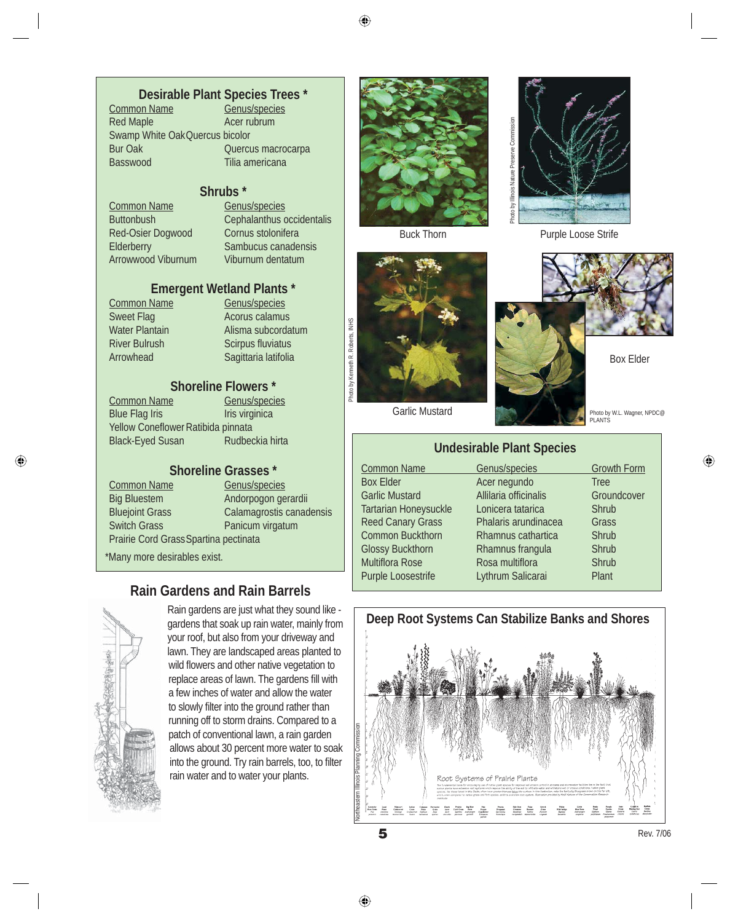## Desirable Plant Species Trees *

| Common Name | Genus/species |
|---|---|
| Red Maple | Acer rubrum |
| Swamp White Oak | Quercus bicolor |
| Bur Oak | Quercus macrocarpa |
| Basswood | Tilia americana |

### Shrubs *

| Common Name | Genus/species |
|---|---|
| Buttonbush | Cephalanthus occidentalis |
| Red-Osier Dogwood | Cornus stolonifera |
| Elderberry | Sambucus canadensis |
| Arrowwood Viburnum | Viburnum dentatum |

### Emergent Wetland Plants *

| Common Name | Genus/species |
|---|---|
| Sweet Flag | Acorus calamus |
| Water Plantain | Alisma subcordatum |
| River Bulrush | Scirpus fluviatus |
| Arrowhead | Sagittaria latifolia |

### Shoreline Flowers *

| Common Name | Genus/species |
|---|---|
| Blue Flag Iris | Iris virginica |
| Yellow Coneflower | Ratibida pinnata |
| Black-Eyed Susan | Rudbeckia hirta |

### Shoreline Grasses *

| Common Name | Genus/species |
|---|---|
| Big Bluestem | Andorpogon gerardii |
| Bluejoint Grass | Calamagrostis canadensis |
| Switch Grass | Panicum virgatum |
| Prairie Cord Grass | Spartina pectinata |

*Many more desirables exist.

Buck Thorn

Photo by Illinois Nature Preserve Commission

Purple Loose Strife

Photo by Kenneth R. Roberts, INHS

Garlic Mustard

Box Elder

Photo by W.L. Wagner, NPDC@PLANTS

## Undesirable Plant Species

| Common Name | Genus/species | Growth Form |
|---|---|---|
| Box Elder | Acer negundo | Tree |
| Garlic Mustard | Allilaria officinalis | Groundcover |
| Tartarian Honeysuckle | Lonicera tatarica | Shrub |
| Reed Canary Grass | Phalaris arundinacea | Grass |
| Common Buckthorn | Rhamnus cathartica | Shrub |
| Glossy Buckthorn | Rhamnus frangula | Shrub |
| Multiflora Rose | Rosa multiflora | Shrub |
| Purple Loosestrife | Lythrum Salicarai | Plant |

## Rain Gardens and Rain Barrels

Rain gardens are just what they sound like - gardens that soak up rain water, mainly from your roof, but also from your driveway and lawn. They are landscaped areas planted to wild flowers and other native vegetation to replace areas of lawn. The gardens fill with a few inches of water and allow the water to slowly filter into the ground rather than running off to storm drains. Compared to a patch of conventional lawn, a rain garden allows about 30 percent more water to soak into the ground. Try rain barrels, too, to filter rain water and to water your plants.

## Deep Root Systems Can Stabilize Banks and Shores

Root Systems of Prairie Plants

Northeastern Illinois Planning Commission

Rev. 7/06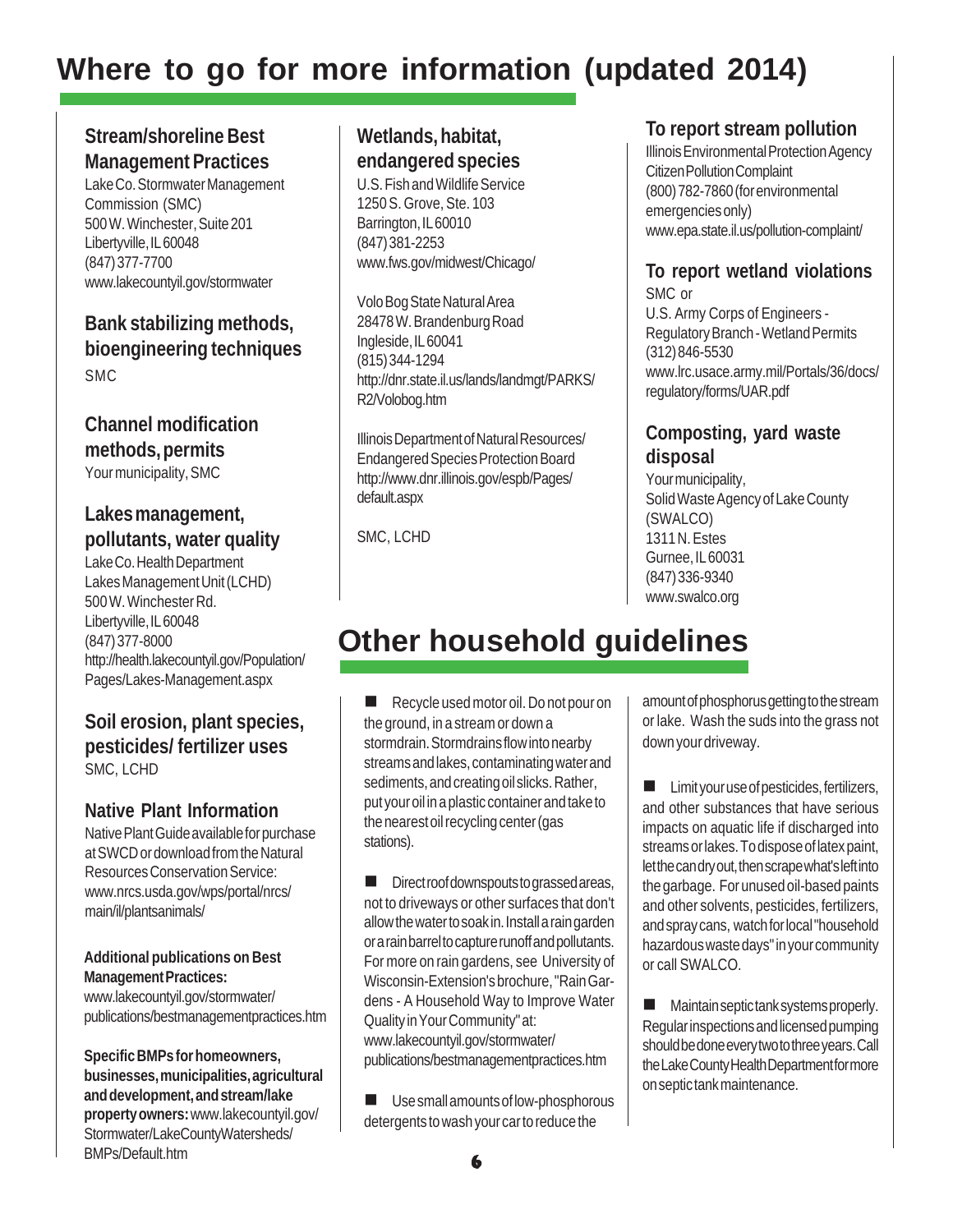# Where to go for more information (updated 2014)

### Stream/shoreline Best Management Practices

Lake Co. Stormwater Management Commission (SMC)
500 W. Winchester, Suite 201
Libertyville, IL 60048
(847) 377-7700
www.lakecountyil.gov/stormwater

### Bank stabilizing methods, bioengineering techniques

SMC

### Channel modification methods, permits

Your municipality, SMC

### Lakes management, pollutants, water quality

Lake Co. Health Department
Lakes Management Unit (LCHD)
500 W. Winchester Rd.
Libertyville, IL 60048
(847) 377-8000
http://health.lakecountyil.gov/Population/Pages/Lakes-Management.aspx

### Soil erosion, plant species, pesticides/ fertilizer uses

SMC, LCHD

### Native Plant Information

Native Plant Guide available for purchase at SWCD or download from the Natural Resources Conservation Service:
www.nrcs.usda.gov/wps/portal/nrcs/main/il/plantsanimals/

**Additional publications on Best Management Practices:**
www.lakecountyil.gov/stormwater/publications/bestmanagementpractices.htm

**Specific BMPs for homeowners, businesses, municipalities, agricultural and development, and stream/lake property owners:** www.lakecountyil.gov/Stormwater/LakeCountyWatersheds/BMPs/Default.htm

### Wetlands, habitat, endangered species

U.S. Fish and Wildlife Service
1250 S. Grove, Ste. 103
Barrington, IL 60010
(847) 381-2253
www.fws.gov/midwest/Chicago/

Volo Bog State Natural Area
28478 W. Brandenburg Road
Ingleside, IL 60041
(815) 344-1294
http://dnr.state.il.us/lands/landmgt/PARKS/R2/Volobog.htm

Illinois Department of Natural Resources/
Endangered Species Protection Board
http://www.dnr.illinois.gov/espb/Pages/default.aspx

SMC, LCHD

### To report stream pollution

Illinois Environmental Protection Agency
Citizen Pollution Complaint
(800) 782-7860 (for environmental emergencies only)
www.epa.state.il.us/pollution-complaint/

### To report wetland violations

SMC or
U.S. Army Corps of Engineers - Regulatory Branch - Wetland Permits
(312) 846-5530
www.lrc.usace.army.mil/Portals/36/docs/regulatory/forms/UAR.pdf

### Composting, yard waste disposal

Your municipality,
Solid Waste Agency of Lake County (SWALCO)
1311 N. Estes
Gurnee, IL 60031
(847) 336-9340
www.swalco.org

# Other household guidelines

- Recycle used motor oil. Do not pour on the ground, in a stream or down a stormdrain. Stormdrains flow into nearby streams and lakes, contaminating water and sediments, and creating oil slicks. Rather, put your oil in a plastic container and take to the nearest oil recycling center (gas stations).

- Direct roof downspouts to grassed areas, not to driveways or other surfaces that don't allow the water to soak in. Install a rain garden or a rain barrel to capture runoff and pollutants. For more on rain gardens, see University of Wisconsin-Extension's brochure, "Rain Gardens - A Household Way to Improve Water Quality in Your Community" at: www.lakecountyil.gov/stormwater/publications/bestmanagementpractices.htm

- Use small amounts of low-phosphorous detergents to wash your car to reduce the amount of phosphorus getting to the stream or lake. Wash the suds into the grass not down your driveway.

- Limit your use of pesticides, fertilizers, and other substances that have serious impacts on aquatic life if discharged into streams or lakes. To dispose of latex paint, let the can dry out, then scrape what's left into the garbage. For unused oil-based paints and other solvents, pesticides, fertilizers, and spray cans, watch for local "household hazardous waste days" in your community or call SWALCO.

- Maintain septic tank systems properly. Regular inspections and licensed pumping should be done every two to three years. Call the Lake County Health Department for more on septic tank maintenance.